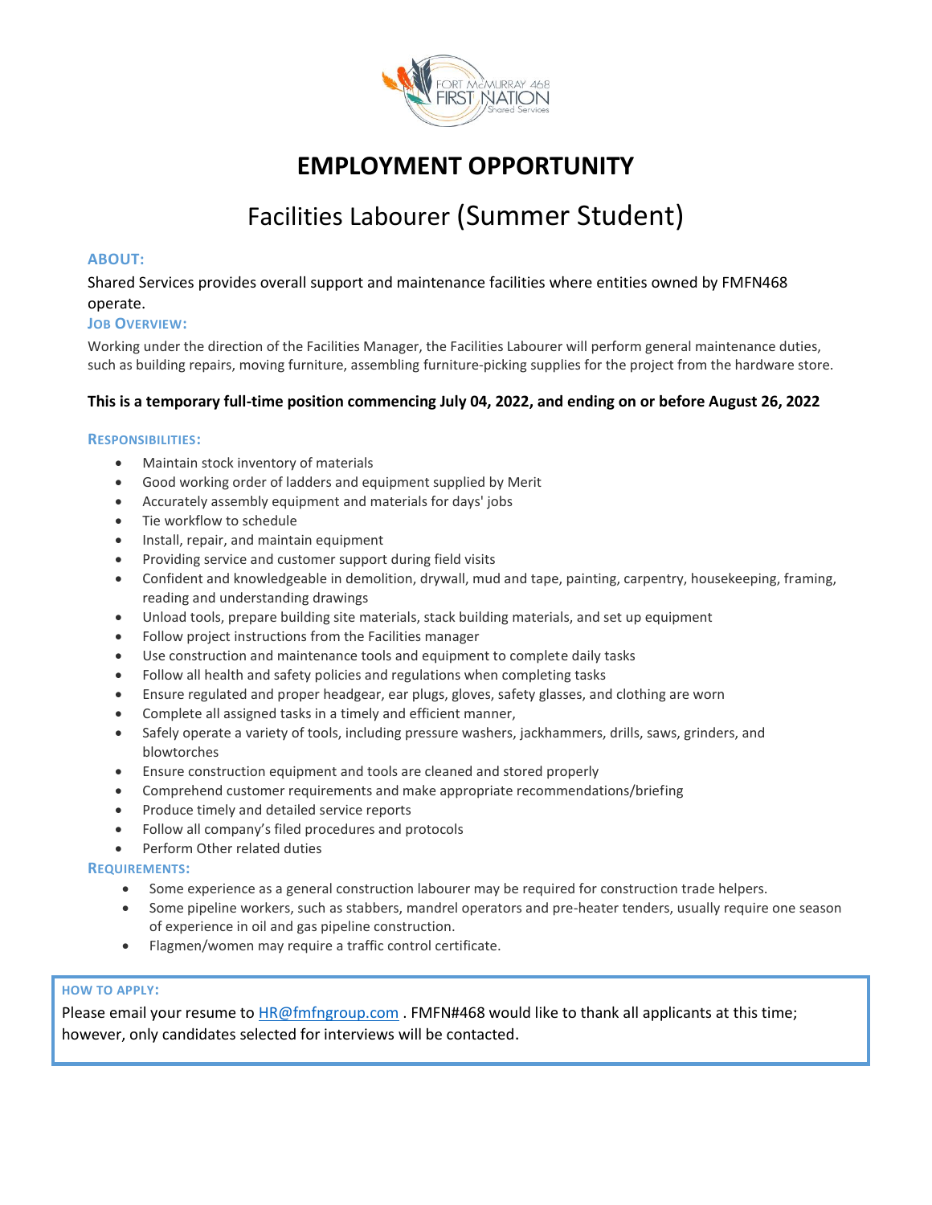FORT McMURRAY 468 FIRST NATION Shared Services

# EMPLOYMENT OPPORTUNITY

## Facilities Labourer (Summer Student)

### ABOUT:

Shared Services provides overall support and maintenance facilities where entities owned by FMFN468 operate.

### JOB OVERVIEW:

Working under the direction of the Facilities Manager, the Facilities Labourer will perform general maintenance duties, such as building repairs, moving furniture, assembling furniture-picking supplies for the project from the hardware store.

**This is a temporary full-time position commencing July 04, 2022, and ending on or before August 26, 2022**

### RESPONSIBILITIES:

- Maintain stock inventory of materials
- Good working order of ladders and equipment supplied by Merit
- Accurately assembly equipment and materials for days' jobs
- Tie workflow to schedule
- Install, repair, and maintain equipment
- Providing service and customer support during field visits
- Confident and knowledgeable in demolition, drywall, mud and tape, painting, carpentry, housekeeping, framing, reading and understanding drawings
- Unload tools, prepare building site materials, stack building materials, and set up equipment
- Follow project instructions from the Facilities manager
- Use construction and maintenance tools and equipment to complete daily tasks
- Follow all health and safety policies and regulations when completing tasks
- Ensure regulated and proper headgear, ear plugs, gloves, safety glasses, and clothing are worn
- Complete all assigned tasks in a timely and efficient manner,
- Safely operate a variety of tools, including pressure washers, jackhammers, drills, saws, grinders, and blowtorches
- Ensure construction equipment and tools are cleaned and stored properly
- Comprehend customer requirements and make appropriate recommendations/briefing
- Produce timely and detailed service reports
- Follow all company's filed procedures and protocols
- Perform Other related duties

### REQUIREMENTS:

- Some experience as a general construction labourer may be required for construction trade helpers.
- Some pipeline workers, such as stabbers, mandrel operators and pre-heater tenders, usually require one season of experience in oil and gas pipeline construction.
- Flagmen/women may require a traffic control certificate.

### HOW TO APPLY:

Please email your resume to HR@fmfngroup.com . FMFN#468 would like to thank all applicants at this time; however, only candidates selected for interviews will be contacted.